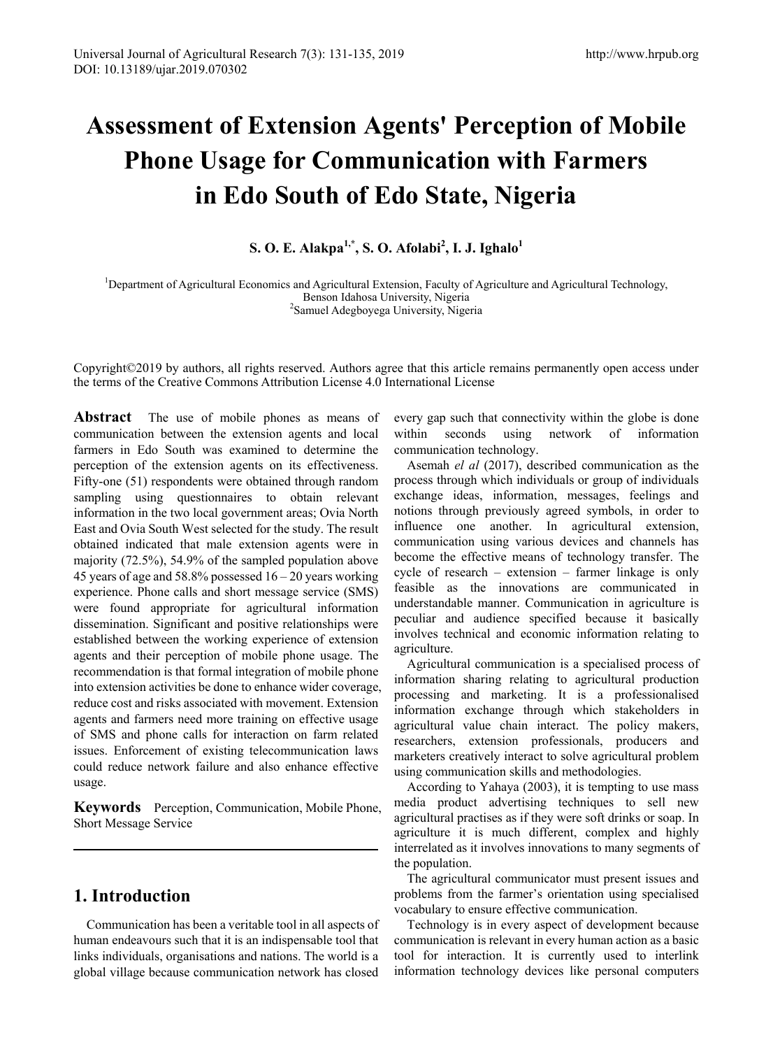# Assessment of Extension Agents' Perception of Mobile Phone Usage for Communication with Farmers in Edo South of Edo State, Nigeria

**S. O. E. Alakpa[1,*], S. O. Afolabi[2], I. J. Ighalo[1]**

[1]Department of Agricultural Economics and Agricultural Extension, Faculty of Agriculture and Agricultural Technology, Benson Idahosa University, Nigeria
[2]Samuel Adegboyega University, Nigeria

Copyright©2019 by authors, all rights reserved. Authors agree that this article remains permanently open access under the terms of the Creative Commons Attribution License 4.0 International License

**Abstract** The use of mobile phones as means of communication between the extension agents and local farmers in Edo South was examined to determine the perception of the extension agents on its effectiveness. Fifty-one (51) respondents were obtained through random sampling using questionnaires to obtain relevant information in the two local government areas; Ovia North East and Ovia South West selected for the study. The result obtained indicated that male extension agents were in majority (72.5%), 54.9% of the sampled population above 45 years of age and 58.8% possessed 16 – 20 years working experience. Phone calls and short message service (SMS) were found appropriate for agricultural information dissemination. Significant and positive relationships were established between the working experience of extension agents and their perception of mobile phone usage. The recommendation is that formal integration of mobile phone into extension activities be done to enhance wider coverage, reduce cost and risks associated with movement. Extension agents and farmers need more training on effective usage of SMS and phone calls for interaction on farm related issues. Enforcement of existing telecommunication laws could reduce network failure and also enhance effective usage.

**Keywords** Perception, Communication, Mobile Phone, Short Message Service

## 1. Introduction

Communication has been a veritable tool in all aspects of human endeavours such that it is an indispensable tool that links individuals, organisations and nations. The world is a global village because communication network has closed every gap such that connectivity within the globe is done within seconds using network of information communication technology.

Asemah *el al* (2017), described communication as the process through which individuals or group of individuals exchange ideas, information, messages, feelings and notions through previously agreed symbols, in order to influence one another. In agricultural extension, communication using various devices and channels has become the effective means of technology transfer. The cycle of research – extension – farmer linkage is only feasible as the innovations are communicated in understandable manner. Communication in agriculture is peculiar and audience specified because it basically involves technical and economic information relating to agriculture.

Agricultural communication is a specialised process of information sharing relating to agricultural production processing and marketing. It is a professionalised information exchange through which stakeholders in agricultural value chain interact. The policy makers, researchers, extension professionals, producers and marketers creatively interact to solve agricultural problem using communication skills and methodologies.

According to Yahaya (2003), it is tempting to use mass media product advertising techniques to sell new agricultural practises as if they were soft drinks or soap. In agriculture it is much different, complex and highly interrelated as it involves innovations to many segments of the population.

The agricultural communicator must present issues and problems from the farmer's orientation using specialised vocabulary to ensure effective communication.

Technology is in every aspect of development because communication is relevant in every human action as a basic tool for interaction. It is currently used to interlink information technology devices like personal computers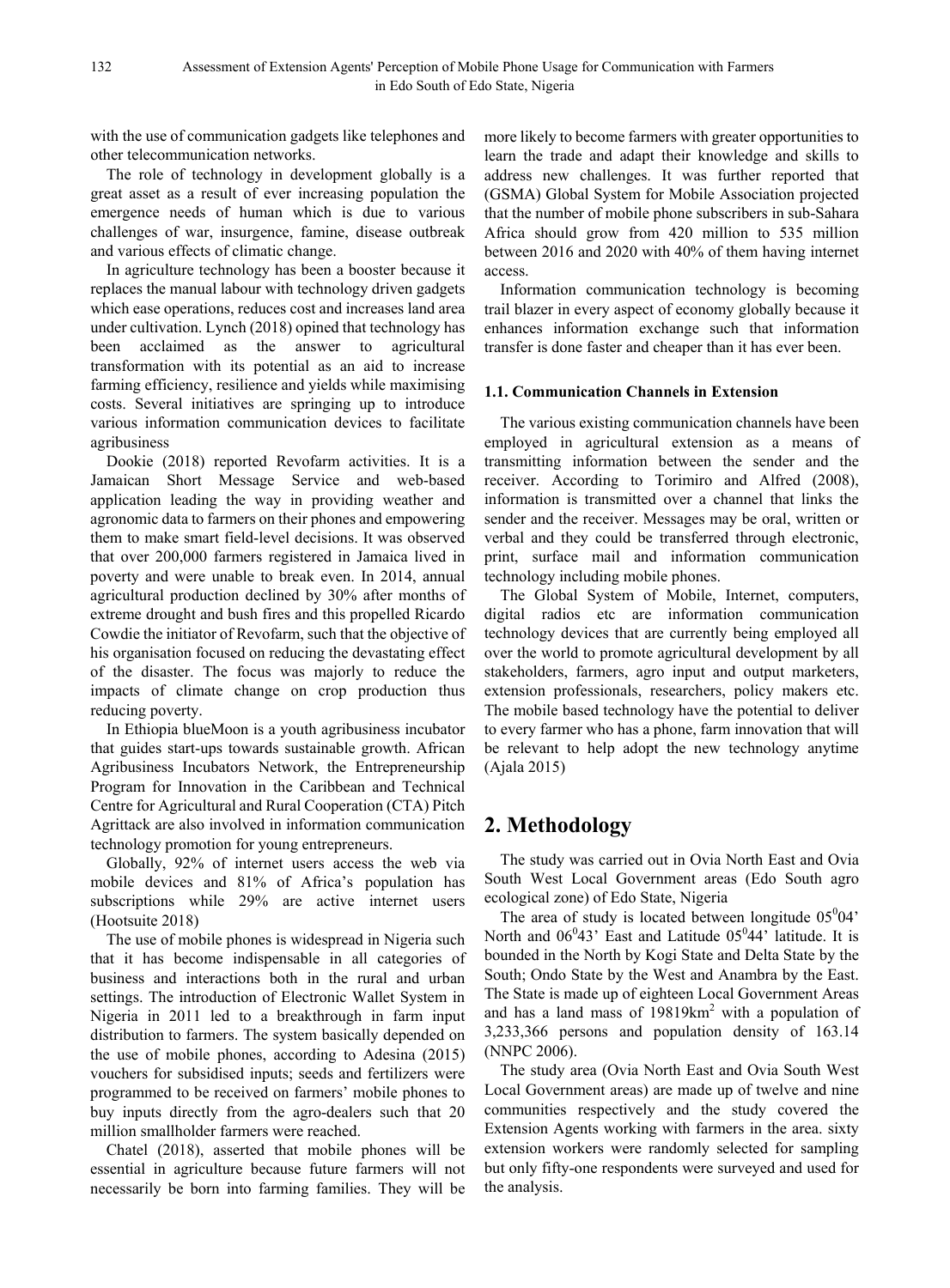with the use of communication gadgets like telephones and other telecommunication networks.

The role of technology in development globally is a great asset as a result of ever increasing population the emergence needs of human which is due to various challenges of war, insurgence, famine, disease outbreak and various effects of climatic change.

In agriculture technology has been a booster because it replaces the manual labour with technology driven gadgets which ease operations, reduces cost and increases land area under cultivation. Lynch (2018) opined that technology has been acclaimed as the answer to agricultural transformation with its potential as an aid to increase farming efficiency, resilience and yields while maximising costs. Several initiatives are springing up to introduce various information communication devices to facilitate agribusiness

Dookie (2018) reported Revofarm activities. It is a Jamaican Short Message Service and web-based application leading the way in providing weather and agronomic data to farmers on their phones and empowering them to make smart field-level decisions. It was observed that over 200,000 farmers registered in Jamaica lived in poverty and were unable to break even. In 2014, annual agricultural production declined by 30% after months of extreme drought and bush fires and this propelled Ricardo Cowdie the initiator of Revofarm, such that the objective of his organisation focused on reducing the devastating effect of the disaster. The focus was majorly to reduce the impacts of climate change on crop production thus reducing poverty.

In Ethiopia blueMoon is a youth agribusiness incubator that guides start-ups towards sustainable growth. African Agribusiness Incubators Network, the Entrepreneurship Program for Innovation in the Caribbean and Technical Centre for Agricultural and Rural Cooperation (CTA) Pitch Agrittack are also involved in information communication technology promotion for young entrepreneurs.

Globally, 92% of internet users access the web via mobile devices and 81% of Africa's population has subscriptions while 29% are active internet users (Hootsuite 2018)

The use of mobile phones is widespread in Nigeria such that it has become indispensable in all categories of business and interactions both in the rural and urban settings. The introduction of Electronic Wallet System in Nigeria in 2011 led to a breakthrough in farm input distribution to farmers. The system basically depended on the use of mobile phones, according to Adesina (2015) vouchers for subsidised inputs; seeds and fertilizers were programmed to be received on farmers' mobile phones to buy inputs directly from the agro-dealers such that 20 million smallholder farmers were reached.

Chatel (2018), asserted that mobile phones will be essential in agriculture because future farmers will not necessarily be born into farming families. They will be more likely to become farmers with greater opportunities to learn the trade and adapt their knowledge and skills to address new challenges. It was further reported that (GSMA) Global System for Mobile Association projected that the number of mobile phone subscribers in sub-Sahara Africa should grow from 420 million to 535 million between 2016 and 2020 with 40% of them having internet access.

Information communication technology is becoming trail blazer in every aspect of economy globally because it enhances information exchange such that information transfer is done faster and cheaper than it has ever been.

### 1.1. Communication Channels in Extension

The various existing communication channels have been employed in agricultural extension as a means of transmitting information between the sender and the receiver. According to Torimiro and Alfred (2008), information is transmitted over a channel that links the sender and the receiver. Messages may be oral, written or verbal and they could be transferred through electronic, print, surface mail and information communication technology including mobile phones.

The Global System of Mobile, Internet, computers, digital radios etc are information communication technology devices that are currently being employed all over the world to promote agricultural development by all stakeholders, farmers, agro input and output marketers, extension professionals, researchers, policy makers etc. The mobile based technology have the potential to deliver to every farmer who has a phone, farm innovation that will be relevant to help adopt the new technology anytime (Ajala 2015)

## 2. Methodology

The study was carried out in Ovia North East and Ovia South West Local Government areas (Edo South agro ecological zone) of Edo State, Nigeria

The area of study is located between longitude $05^0 04'$ North and $06^0 43'$ East and Latitude $05^0 44'$ latitude. It is bounded in the North by Kogi State and Delta State by the South; Ondo State by the West and Anambra by the East. The State is made up of eighteen Local Government Areas and has a land mass of $19819km^2$ with a population of 3,233,366 persons and population density of 163.14 (NNPC 2006).

The study area (Ovia North East and Ovia South West Local Government areas) are made up of twelve and nine communities respectively and the study covered the Extension Agents working with farmers in the area. sixty extension workers were randomly selected for sampling but only fifty-one respondents were surveyed and used for the analysis.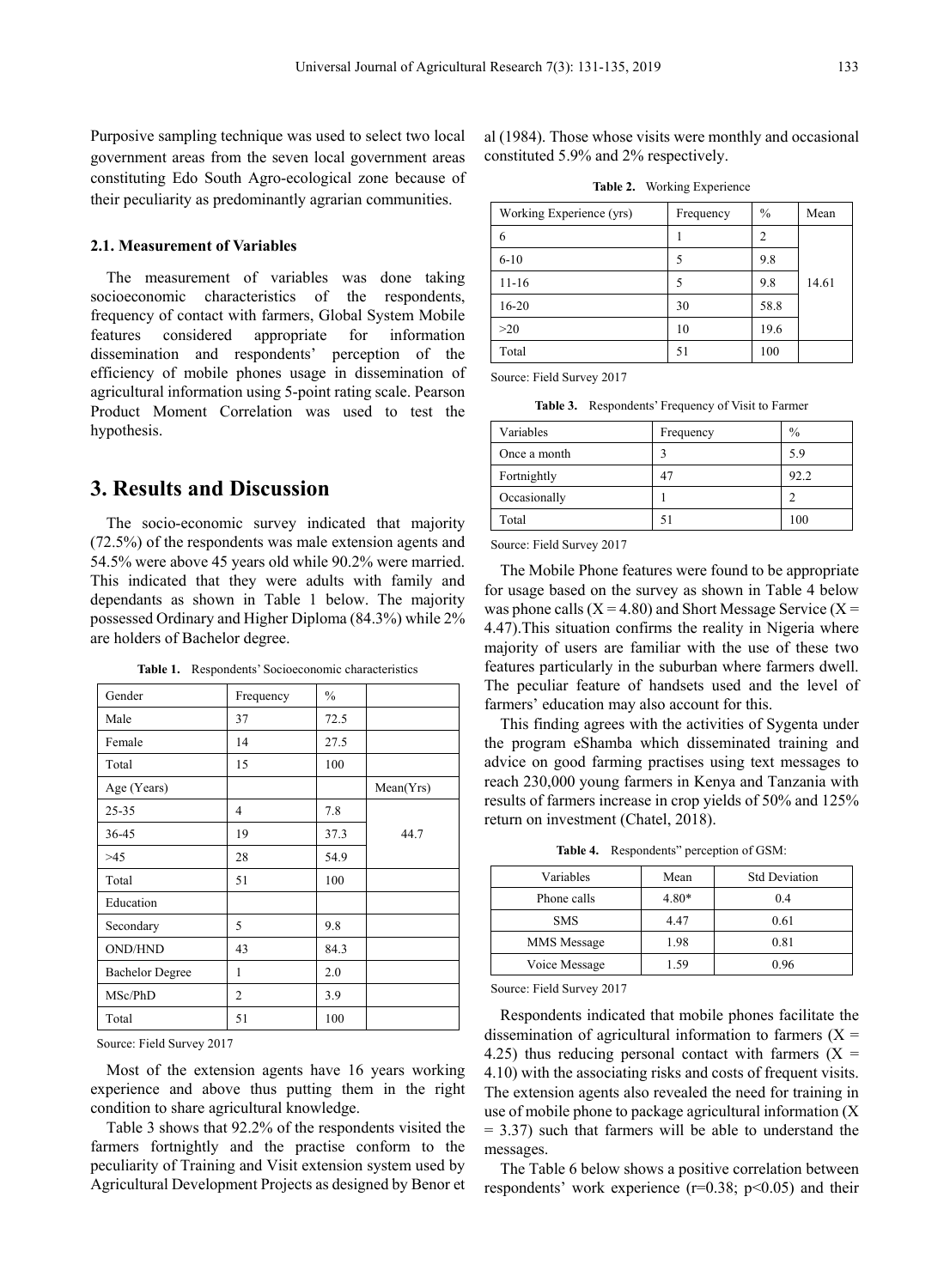Purposive sampling technique was used to select two local government areas from the seven local government areas constituting Edo South Agro-ecological zone because of their peculiarity as predominantly agrarian communities.

### 2.1. Measurement of Variables

The measurement of variables was done taking socioeconomic characteristics of the respondents, frequency of contact with farmers, Global System Mobile features considered appropriate for information dissemination and respondents' perception of the efficiency of mobile phones usage in dissemination of agricultural information using 5-point rating scale. Pearson Product Moment Correlation was used to test the hypothesis.

## 3. Results and Discussion

The socio-economic survey indicated that majority (72.5%) of the respondents was male extension agents and 54.5% were above 45 years old while 90.2% were married. This indicated that they were adults with family and dependants as shown in Table 1 below. The majority possessed Ordinary and Higher Diploma (84.3%) while 2% are holders of Bachelor degree.

**Table 1.** Respondents' Socioeconomic characteristics

| Gender | Frequency | % | |
|---|---|---|---|
| Male | 37 | 72.5 | |
| Female | 14 | 27.5 | |
| Total | 15 | 100 | |
| Age (Years) | | | Mean(Yrs) |
| 25-35 | 4 | 7.8 | |
| 36-45 | 19 | 37.3 | 44.7 |
| >45 | 28 | 54.9 | |
| Total | 51 | 100 | |
| Education | | | |
| Secondary | 5 | 9.8 | |
| OND/HND | 43 | 84.3 | |
| Bachelor Degree | 1 | 2.0 | |
| MSc/PhD | 2 | 3.9 | |
| Total | 51 | 100 | |

Source: Field Survey 2017

Most of the extension agents have 16 years working experience and above thus putting them in the right condition to share agricultural knowledge.

Table 3 shows that 92.2% of the respondents visited the farmers fortnightly and the practise conform to the peculiarity of Training and Visit extension system used by Agricultural Development Projects as designed by Benor et al (1984). Those whose visits were monthly and occasional constituted 5.9% and 2% respectively.

**Table 2.** Working Experience

| Working Experience (yrs) | Frequency | % | Mean |
|---|---|---|---|
| 6 | 1 | 2 | |
| 6-10 | 5 | 9.8 | |
| 11-16 | 5 | 9.8 | 14.61 |
| 16-20 | 30 | 58.8 | |
| >20 | 10 | 19.6 | |
| Total | 51 | 100 | |

Source: Field Survey 2017

**Table 3.** Respondents' Frequency of Visit to Farmer

| Variables | Frequency | % |
|---|---|---|
| Once a month | 3 | 5.9 |
| Fortnightly | 47 | 92.2 |
| Occasionally | 1 | 2 |
| Total | 51 | 100 |

Source: Field Survey 2017

The Mobile Phone features were found to be appropriate for usage based on the survey as shown in Table 4 below was phone calls (X = 4.80) and Short Message Service (X = 4.47).This situation confirms the reality in Nigeria where majority of users are familiar with the use of these two features particularly in the suburban where farmers dwell. The peculiar feature of handsets used and the level of farmers' education may also account for this.

This finding agrees with the activities of Sygenta under the program eShamba which disseminated training and advice on good farming practises using text messages to reach 230,000 young farmers in Kenya and Tanzania with results of farmers increase in crop yields of 50% and 125% return on investment (Chatel, 2018).

**Table 4.** Respondents" perception of GSM:

| Variables | Mean | Std Deviation |
|---|---|---|
| Phone calls | 4.80* | 0.4 |
| SMS | 4.47 | 0.61 |
| MMS Message | 1.98 | 0.81 |
| Voice Message | 1.59 | 0.96 |

Source: Field Survey 2017

Respondents indicated that mobile phones facilitate the dissemination of agricultural information to farmers (X = 4.25) thus reducing personal contact with farmers (X = 4.10) with the associating risks and costs of frequent visits. The extension agents also revealed the need for training in use of mobile phone to package agricultural information (X = 3.37) such that farmers will be able to understand the messages.

The Table 6 below shows a positive correlation between respondents' work experience ($r=0.38$; $p<0.05$) and their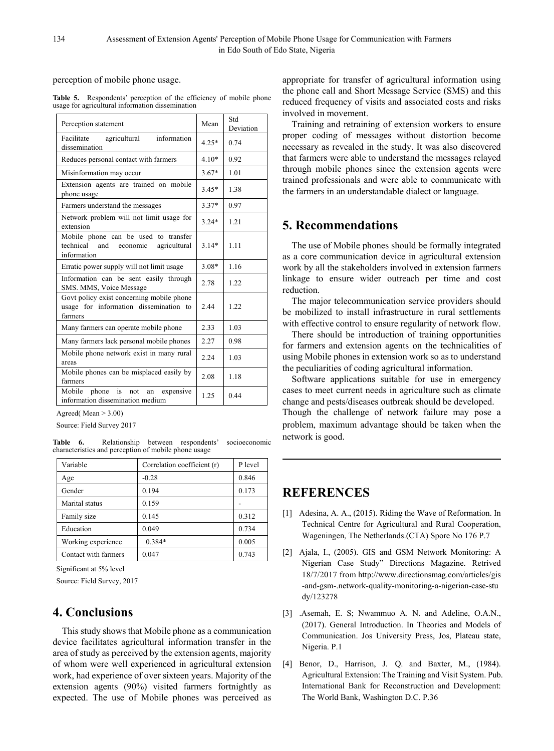perception of mobile phone usage.

**Table 5.** Respondents' perception of the efficiency of mobile phone usage for agricultural information dissemination

| Perception statement | Mean | Std Deviation |
|---|---|---|
| Facilitate agricultural information dissemination | 4.25* | 0.74 |
| Reduces personal contact with farmers | 4.10* | 0.92 |
| Misinformation may occur | 3.67* | 1.01 |
| Extension agents are trained on mobile phone usage | 3.45* | 1.38 |
| Farmers understand the messages | 3.37* | 0.97 |
| Network problem will not limit usage for extension | 3.24* | 1.21 |
| Mobile phone can be used to transfer technical and economic agricultural information | 3.14* | 1.11 |
| Erratic power supply will not limit usage | 3.08* | 1.16 |
| Information can be sent easily through SMS. MMS, Voice Message | 2.78 | 1.22 |
| Govt policy exist concerning mobile phone usage for information dissemination to farmers | 2.44 | 1.22 |
| Many farmers can operate mobile phone | 2.33 | 1.03 |
| Many farmers lack personal mobile phones | 2.27 | 0.98 |
| Mobile phone network exist in many rural areas | 2.24 | 1.03 |
| Mobile phones can be misplaced easily by farmers | 2.08 | 1.18 |
| Mobile phone is not an expensive information dissemination medium | 1.25 | 0.44 |

Agreed( Mean > 3.00)

Source: Field Survey 2017

**Table 6.** Relationship between respondents' socioeconomic characteristics and perception of mobile phone usage

| Variable | Correlation coefficient (r) | P level |
|---|---|---|
| Age | -0.28 | 0.846 |
| Gender | 0.194 | 0.173 |
| Marital status | 0.159 | - |
| Family size | 0.145 | 0.312 |
| Education | 0.049 | 0.734 |
| Working experience | 0.384* | 0.005 |
| Contact with farmers | 0.047 | 0.743 |

Significant at 5% level

Source: Field Survey, 2017

## 4. Conclusions

This study shows that Mobile phone as a communication device facilitates agricultural information transfer in the area of study as perceived by the extension agents, majority of whom were well experienced in agricultural extension work, had experience of over sixteen years. Majority of the extension agents (90%) visited farmers fortnightly as expected. The use of Mobile phones was perceived as appropriate for transfer of agricultural information using the phone call and Short Message Service (SMS) and this reduced frequency of visits and associated costs and risks involved in movement.

Training and retraining of extension workers to ensure proper coding of messages without distortion become necessary as revealed in the study. It was also discovered that farmers were able to understand the messages relayed through mobile phones since the extension agents were trained professionals and were able to communicate with the farmers in an understandable dialect or language.

## 5. Recommendations

The use of Mobile phones should be formally integrated as a core communication device in agricultural extension work by all the stakeholders involved in extension farmers linkage to ensure wider outreach per time and cost reduction.

The major telecommunication service providers should be mobilized to install infrastructure in rural settlements with effective control to ensure regularity of network flow.

There should be introduction of training opportunities for farmers and extension agents on the technicalities of using Mobile phones in extension work so as to understand the peculiarities of coding agricultural information.

Software applications suitable for use in emergency cases to meet current needs in agriculture such as climate change and pests/diseases outbreak should be developed. Though the challenge of network failure may pose a problem, maximum advantage should be taken when the network is good.

## REFERENCES

[1] Adesina, A. A., (2015). Riding the Wave of Reformation. In Technical Centre for Agricultural and Rural Cooperation, Wageningen, The Netherlands.(CTA) Spore No 176 P.7

[2] Ajala, I., (2005). GIS and GSM Network Monitoring: A Nigerian Case Study" Directions Magazine. Retrived 18/7/2017 from http://www.directionsmag.com/articles/gis-and-gsm-.network-quality-monitoring-a-nigerian-case-study/123278

[3] .Asemah, E. S; Nwammuo A. N. and Adeline, O.A.N., (2017). General Introduction. In Theories and Models of Communication. Jos University Press, Jos, Plateau state, Nigeria. P.1

[4] Benor, D., Harrison, J. Q. and Baxter, M., (1984). Agricultural Extension: The Training and Visit System. Pub. International Bank for Reconstruction and Development: The World Bank, Washington D.C. P.36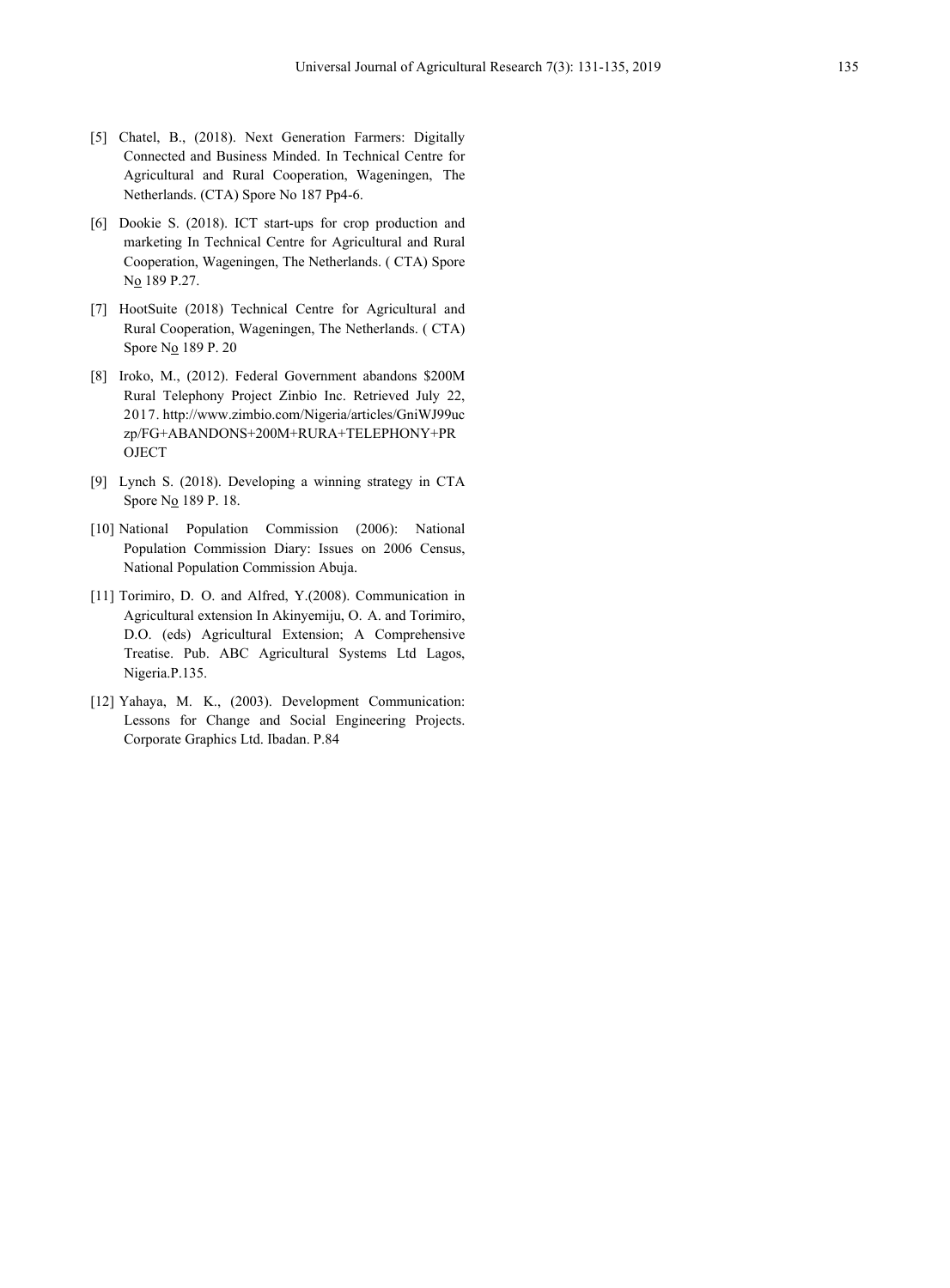[5] Chatel, B., (2018). Next Generation Farmers: Digitally Connected and Business Minded. In Technical Centre for Agricultural and Rural Cooperation, Wageningen, The Netherlands. (CTA) Spore No 187 Pp4-6.

[6] Dookie S. (2018). ICT start-ups for crop production and marketing In Technical Centre for Agricultural and Rural Cooperation, Wageningen, The Netherlands. ( CTA) Spore No 189 P.27.

[7] HootSuite (2018) Technical Centre for Agricultural and Rural Cooperation, Wageningen, The Netherlands. ( CTA) Spore No 189 P. 20

[8] Iroko, M., (2012). Federal Government abandons $200M Rural Telephony Project Zinbio Inc. Retrieved July 22, 2017. http://www.zimbio.com/Nigeria/articles/GniWJ99uczp/FG+ABANDONS+200M+RURA+TELEPHONY+PROJECT

[9] Lynch S. (2018). Developing a winning strategy in CTA Spore No 189 P. 18.

[10] National Population Commission (2006): National Population Commission Diary: Issues on 2006 Census, National Population Commission Abuja.

[11] Torimiro, D. O. and Alfred, Y.(2008). Communication in Agricultural extension In Akinyemiju, O. A. and Torimiro, D.O. (eds) Agricultural Extension; A Comprehensive Treatise. Pub. ABC Agricultural Systems Ltd Lagos, Nigeria.P.135.

[12] Yahaya, M. K., (2003). Development Communication: Lessons for Change and Social Engineering Projects. Corporate Graphics Ltd. Ibadan. P.84